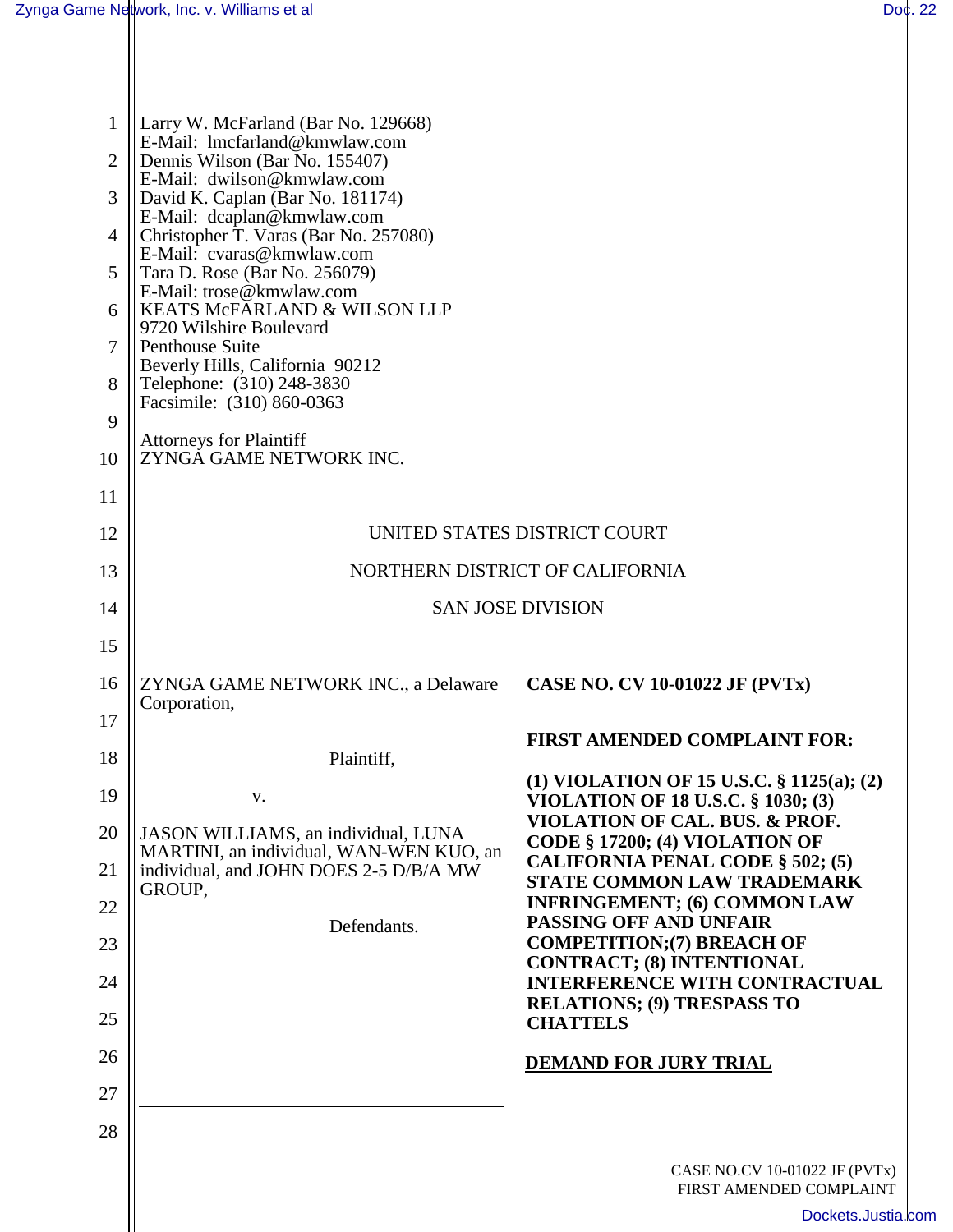Larry W. McFarland (Bar No. 129668)
E-Mail: lmcfarland@kmwlaw.com
Dennis Wilson (Bar No. 155407)
E-Mail: dwilson@kmwlaw.com
David K. Caplan (Bar No. 181174)
E-Mail: dcaplan@kmwlaw.com
Christopher T. Varas (Bar No. 257080)
E-Mail: cvaras@kmwlaw.com
Tara D. Rose (Bar No. 256079)
E-Mail: trose@kmwlaw.com
KEATS McFARLAND & WILSON LLP
9720 Wilshire Boulevard
Penthouse Suite
Beverly Hills, California 90212
Telephone: (310) 248-3830
Facsimile: (310) 860-0363

Attorneys for Plaintiff
ZYNGA GAME NETWORK INC.

UNITED STATES DISTRICT COURT

NORTHERN DISTRICT OF CALIFORNIA

SAN JOSE DIVISION

ZYNGA GAME NETWORK INC., a Delaware Corporation,

Plaintiff,

v.

JASON WILLIAMS, an individual, LUNA MARTINI, an individual, WAN-WEN KUO, an individual, and JOHN DOES 2-5 D/B/A MW GROUP,

Defendants.

**CASE NO. CV 10-01022 JF (PVTx)**

**FIRST AMENDED COMPLAINT FOR:**

**(1) VIOLATION OF 15 U.S.C. § 1125(a); (2) VIOLATION OF 18 U.S.C. § 1030; (3) VIOLATION OF CAL. BUS. & PROF. CODE § 17200; (4) VIOLATION OF CALIFORNIA PENAL CODE § 502; (5) STATE COMMON LAW TRADEMARK INFRINGEMENT; (6) COMMON LAW PASSING OFF AND UNFAIR COMPETITION;(7) BREACH OF CONTRACT; (8) INTENTIONAL INTERFERENCE WITH CONTRACTUAL RELATIONS; (9) TRESPASS TO CHATTELS**

**DEMAND FOR JURY TRIAL**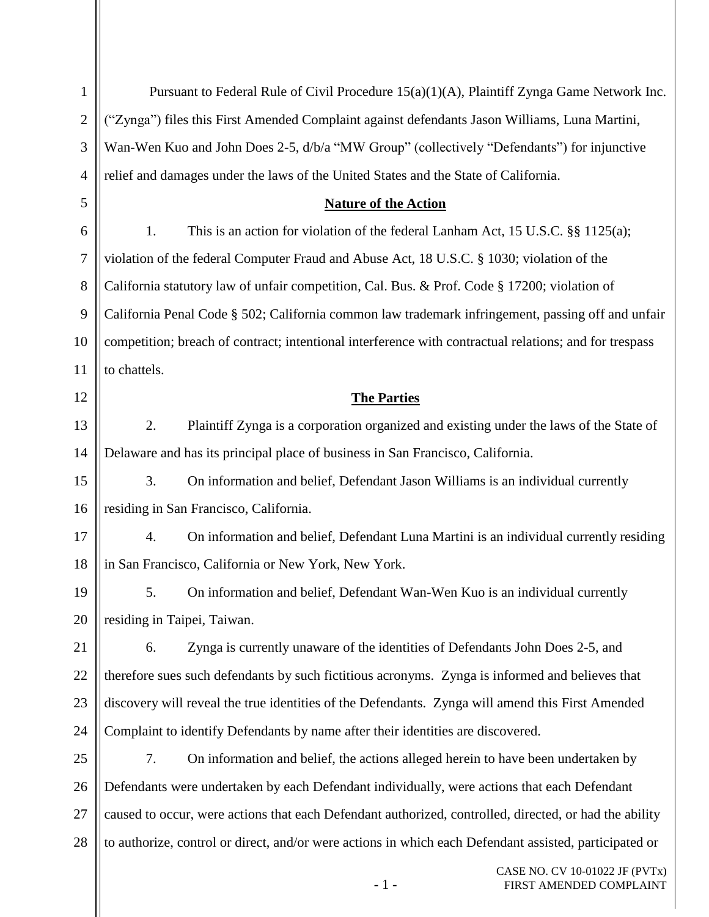Pursuant to Federal Rule of Civil Procedure 15(a)(1)(A), Plaintiff Zynga Game Network Inc. ("Zynga") files this First Amended Complaint against defendants Jason Williams, Luna Martini, Wan-Wen Kuo and John Does 2-5, d/b/a "MW Group" (collectively "Defendants") for injunctive relief and damages under the laws of the United States and the State of California.

## Nature of the Action

1. This is an action for violation of the federal Lanham Act, 15 U.S.C. §§ 1125(a); violation of the federal Computer Fraud and Abuse Act, 18 U.S.C. § 1030; violation of the California statutory law of unfair competition, Cal. Bus. & Prof. Code § 17200; violation of California Penal Code § 502; California common law trademark infringement, passing off and unfair competition; breach of contract; intentional interference with contractual relations; and for trespass to chattels.

## The Parties

2. Plaintiff Zynga is a corporation organized and existing under the laws of the State of Delaware and has its principal place of business in San Francisco, California.

3. On information and belief, Defendant Jason Williams is an individual currently residing in San Francisco, California.

4. On information and belief, Defendant Luna Martini is an individual currently residing in San Francisco, California or New York, New York.

5. On information and belief, Defendant Wan-Wen Kuo is an individual currently residing in Taipei, Taiwan.

6. Zynga is currently unaware of the identities of Defendants John Does 2-5, and therefore sues such defendants by such fictitious acronyms. Zynga is informed and believes that discovery will reveal the true identities of the Defendants. Zynga will amend this First Amended Complaint to identify Defendants by name after their identities are discovered.

7. On information and belief, the actions alleged herein to have been undertaken by Defendants were undertaken by each Defendant individually, were actions that each Defendant caused to occur, were actions that each Defendant authorized, controlled, directed, or had the ability to authorize, control or direct, and/or were actions in which each Defendant assisted, participated or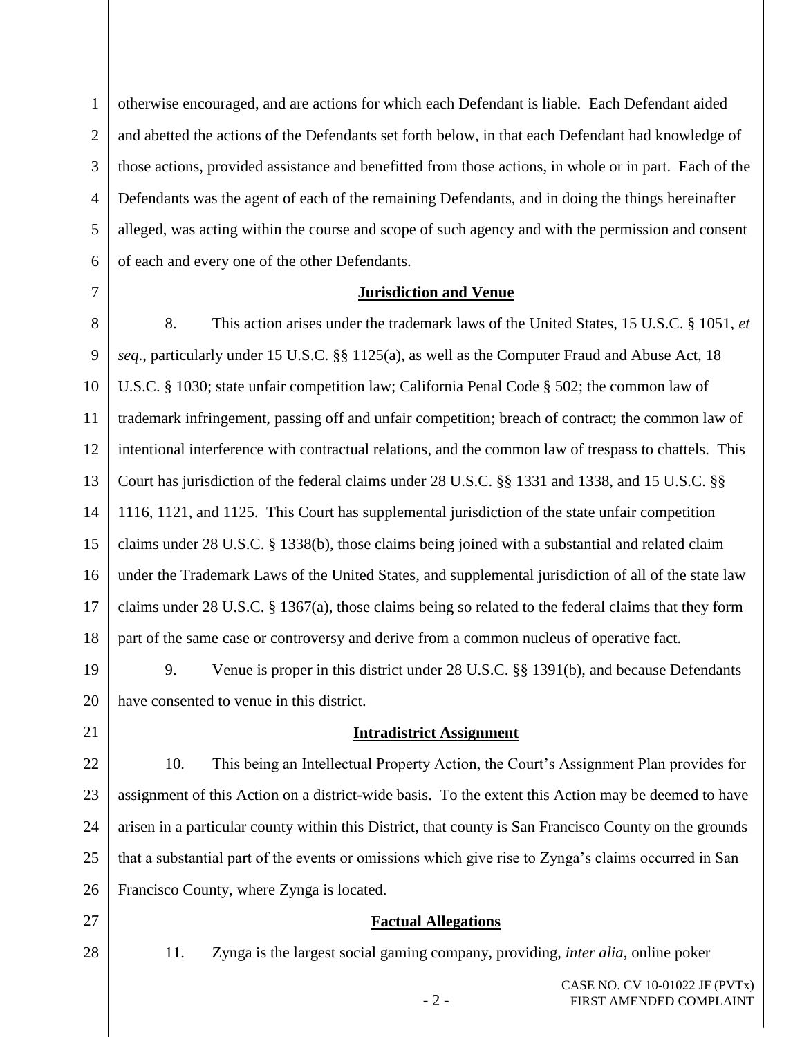otherwise encouraged, and are actions for which each Defendant is liable. Each Defendant aided and abetted the actions of the Defendants set forth below, in that each Defendant had knowledge of those actions, provided assistance and benefitted from those actions, in whole or in part. Each of the Defendants was the agent of each of the remaining Defendants, and in doing the things hereinafter alleged, was acting within the course and scope of such agency and with the permission and consent of each and every one of the other Defendants.

## Jurisdiction and Venue

8. This action arises under the trademark laws of the United States, 15 U.S.C. § 1051, *et seq*., particularly under 15 U.S.C. §§ 1125(a), as well as the Computer Fraud and Abuse Act, 18 U.S.C. § 1030; state unfair competition law; California Penal Code § 502; the common law of trademark infringement, passing off and unfair competition; breach of contract; the common law of intentional interference with contractual relations, and the common law of trespass to chattels. This Court has jurisdiction of the federal claims under 28 U.S.C. §§ 1331 and 1338, and 15 U.S.C. §§ 1116, 1121, and 1125. This Court has supplemental jurisdiction of the state unfair competition claims under 28 U.S.C. § 1338(b), those claims being joined with a substantial and related claim under the Trademark Laws of the United States, and supplemental jurisdiction of all of the state law claims under 28 U.S.C. § 1367(a), those claims being so related to the federal claims that they form part of the same case or controversy and derive from a common nucleus of operative fact.

9. Venue is proper in this district under 28 U.S.C. §§ 1391(b), and because Defendants have consented to venue in this district.

## Intradistrict Assignment

10. This being an Intellectual Property Action, the Court's Assignment Plan provides for assignment of this Action on a district-wide basis. To the extent this Action may be deemed to have arisen in a particular county within this District, that county is San Francisco County on the grounds that a substantial part of the events or omissions which give rise to Zynga's claims occurred in San Francisco County, where Zynga is located.

## Factual Allegations

11. Zynga is the largest social gaming company, providing, *inter alia*, online poker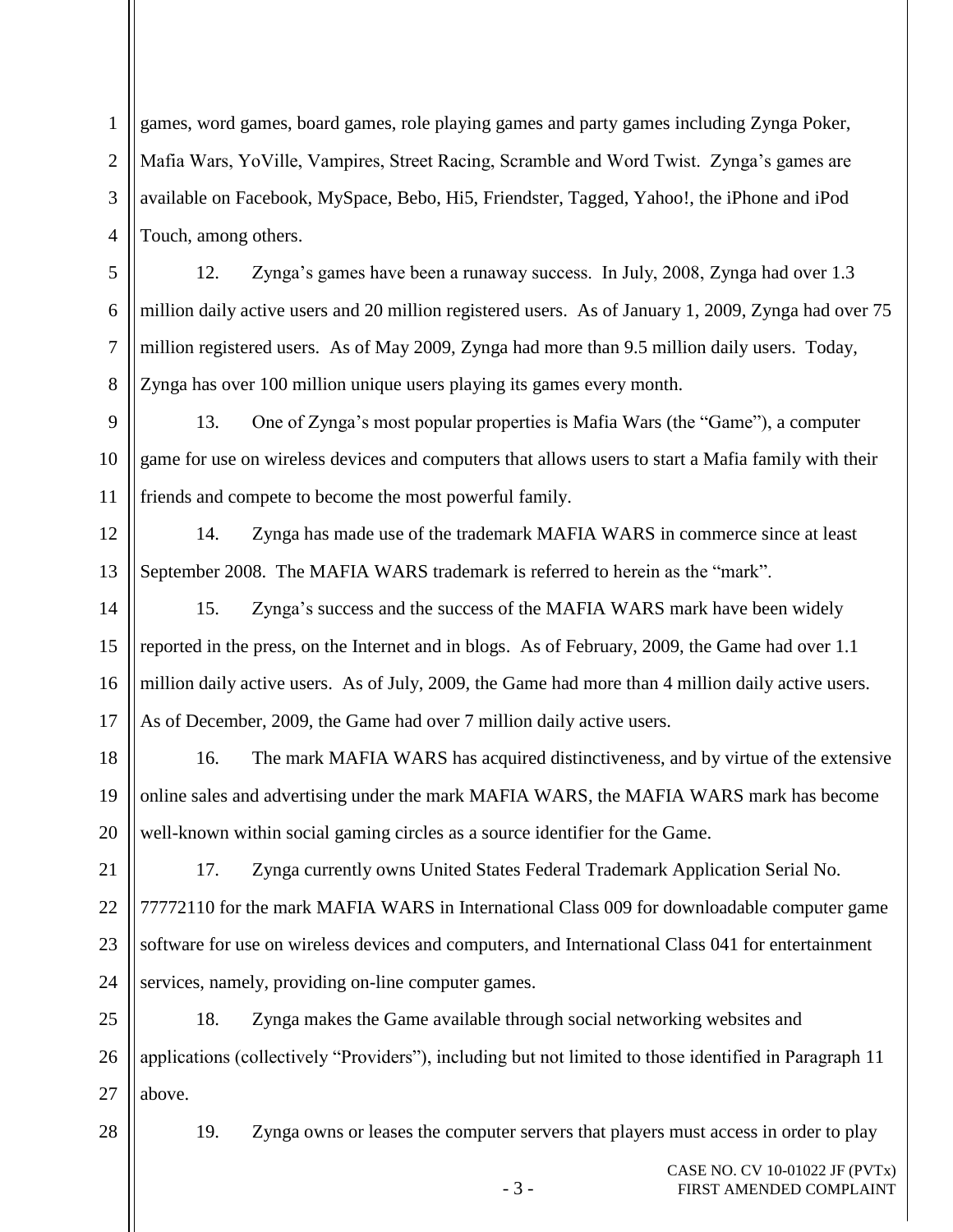games, word games, board games, role playing games and party games including Zynga Poker, Mafia Wars, YoVille, Vampires, Street Racing, Scramble and Word Twist. Zynga's games are available on Facebook, MySpace, Bebo, Hi5, Friendster, Tagged, Yahoo!, the iPhone and iPod Touch, among others.

12. Zynga's games have been a runaway success. In July, 2008, Zynga had over 1.3 million daily active users and 20 million registered users. As of January 1, 2009, Zynga had over 75 million registered users. As of May 2009, Zynga had more than 9.5 million daily users. Today, Zynga has over 100 million unique users playing its games every month.

13. One of Zynga's most popular properties is Mafia Wars (the "Game"), a computer game for use on wireless devices and computers that allows users to start a Mafia family with their friends and compete to become the most powerful family.

14. Zynga has made use of the trademark MAFIA WARS in commerce since at least September 2008. The MAFIA WARS trademark is referred to herein as the "mark".

15. Zynga's success and the success of the MAFIA WARS mark have been widely reported in the press, on the Internet and in blogs. As of February, 2009, the Game had over 1.1 million daily active users. As of July, 2009, the Game had more than 4 million daily active users. As of December, 2009, the Game had over 7 million daily active users.

16. The mark MAFIA WARS has acquired distinctiveness, and by virtue of the extensive online sales and advertising under the mark MAFIA WARS, the MAFIA WARS mark has become well-known within social gaming circles as a source identifier for the Game.

17. Zynga currently owns United States Federal Trademark Application Serial No. 77772110 for the mark MAFIA WARS in International Class 009 for downloadable computer game software for use on wireless devices and computers, and International Class 041 for entertainment services, namely, providing on-line computer games.

18. Zynga makes the Game available through social networking websites and applications (collectively "Providers"), including but not limited to those identified in Paragraph 11 above.

19. Zynga owns or leases the computer servers that players must access in order to play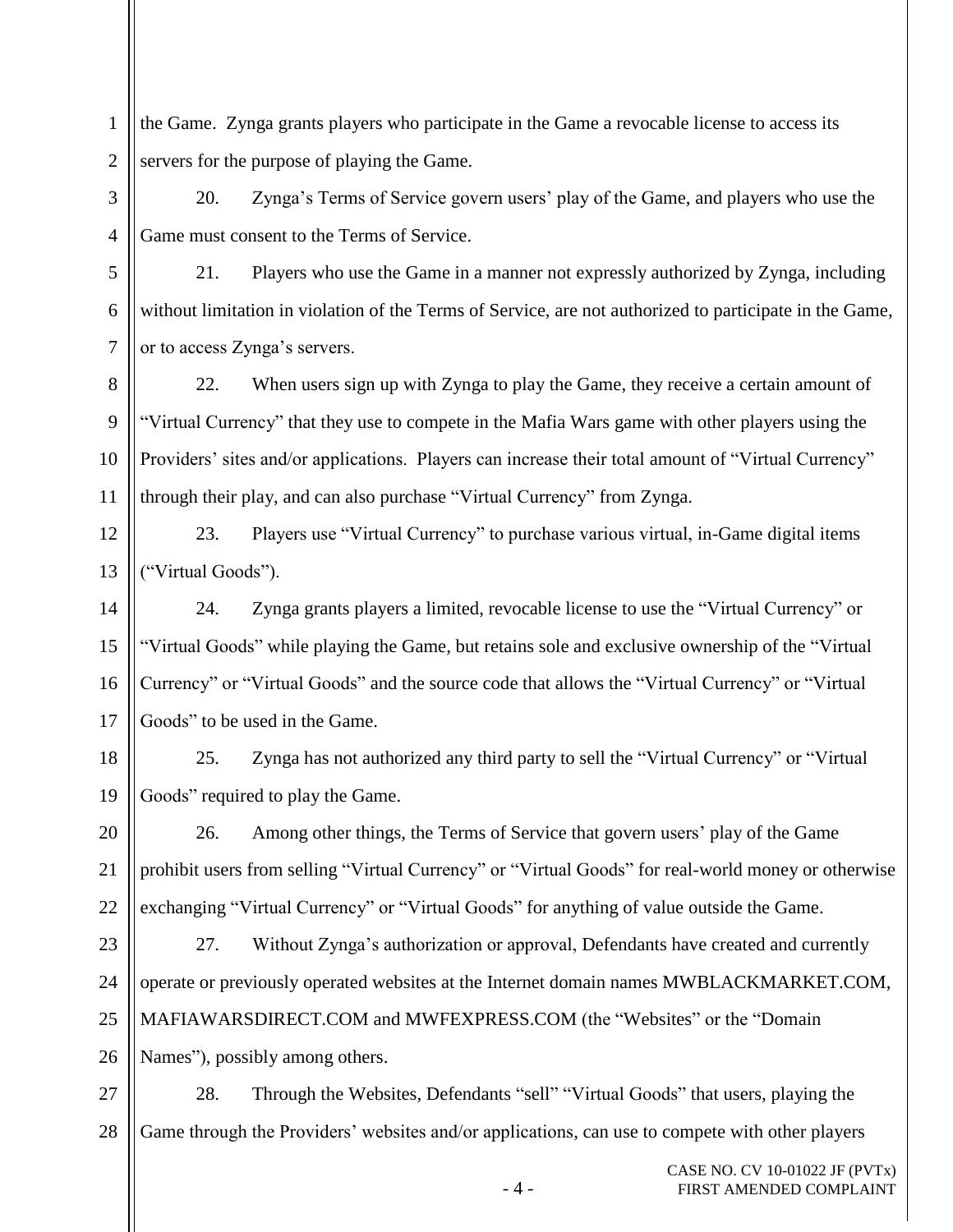the Game. Zynga grants players who participate in the Game a revocable license to access its servers for the purpose of playing the Game.

20. Zynga's Terms of Service govern users' play of the Game, and players who use the Game must consent to the Terms of Service.

21. Players who use the Game in a manner not expressly authorized by Zynga, including without limitation in violation of the Terms of Service, are not authorized to participate in the Game, or to access Zynga's servers.

22. When users sign up with Zynga to play the Game, they receive a certain amount of "Virtual Currency" that they use to compete in the Mafia Wars game with other players using the Providers' sites and/or applications. Players can increase their total amount of "Virtual Currency" through their play, and can also purchase "Virtual Currency" from Zynga.

23. Players use "Virtual Currency" to purchase various virtual, in-Game digital items ("Virtual Goods").

24. Zynga grants players a limited, revocable license to use the "Virtual Currency" or "Virtual Goods" while playing the Game, but retains sole and exclusive ownership of the "Virtual Currency" or "Virtual Goods" and the source code that allows the "Virtual Currency" or "Virtual Goods" to be used in the Game.

25. Zynga has not authorized any third party to sell the "Virtual Currency" or "Virtual Goods" required to play the Game.

26. Among other things, the Terms of Service that govern users' play of the Game prohibit users from selling "Virtual Currency" or "Virtual Goods" for real-world money or otherwise exchanging "Virtual Currency" or "Virtual Goods" for anything of value outside the Game.

27. Without Zynga's authorization or approval, Defendants have created and currently operate or previously operated websites at the Internet domain names MWBLACKMARKET.COM, MAFIAWARSDIRECT.COM and MWFEXPRESS.COM (the "Websites" or the "Domain Names"), possibly among others.

28. Through the Websites, Defendants "sell" "Virtual Goods" that users, playing the Game through the Providers' websites and/or applications, can use to compete with other players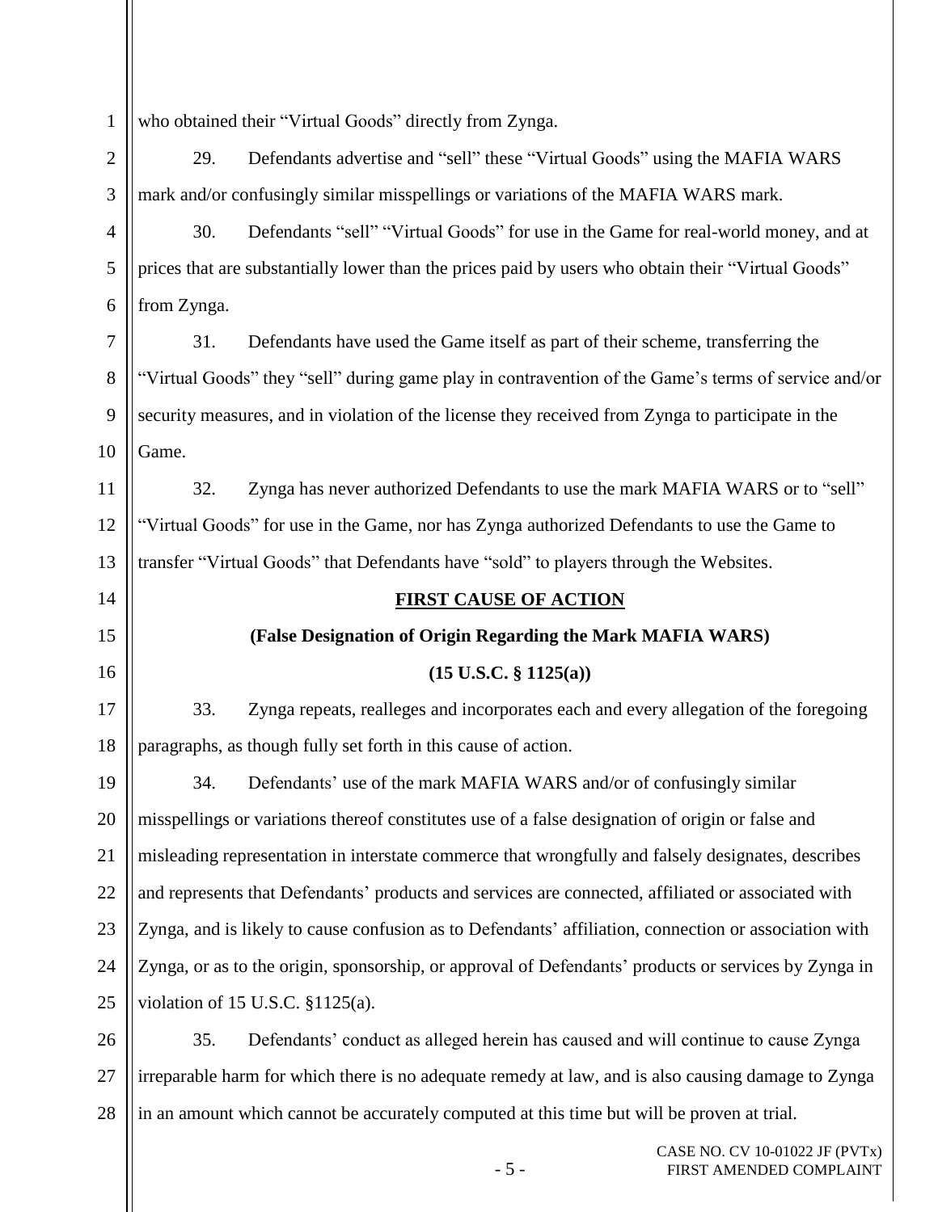who obtained their "Virtual Goods" directly from Zynga.

29. Defendants advertise and "sell" these "Virtual Goods" using the MAFIA WARS mark and/or confusingly similar misspellings or variations of the MAFIA WARS mark.

30. Defendants "sell" "Virtual Goods" for use in the Game for real-world money, and at prices that are substantially lower than the prices paid by users who obtain their "Virtual Goods" from Zynga.

31. Defendants have used the Game itself as part of their scheme, transferring the "Virtual Goods" they "sell" during game play in contravention of the Game's terms of service and/or security measures, and in violation of the license they received from Zynga to participate in the Game.

32. Zynga has never authorized Defendants to use the mark MAFIA WARS or to "sell" "Virtual Goods" for use in the Game, nor has Zynga authorized Defendants to use the Game to transfer "Virtual Goods" that Defendants have "sold" to players through the Websites.

## FIRST CAUSE OF ACTION

### (False Designation of Origin Regarding the Mark MAFIA WARS)

### (15 U.S.C. § 1125(a))

33. Zynga repeats, realleges and incorporates each and every allegation of the foregoing paragraphs, as though fully set forth in this cause of action.

34. Defendants' use of the mark MAFIA WARS and/or of confusingly similar misspellings or variations thereof constitutes use of a false designation of origin or false and misleading representation in interstate commerce that wrongfully and falsely designates, describes and represents that Defendants' products and services are connected, affiliated or associated with Zynga, and is likely to cause confusion as to Defendants' affiliation, connection or association with Zynga, or as to the origin, sponsorship, or approval of Defendants' products or services by Zynga in violation of 15 U.S.C. §1125(a).

35. Defendants' conduct as alleged herein has caused and will continue to cause Zynga irreparable harm for which there is no adequate remedy at law, and is also causing damage to Zynga in an amount which cannot be accurately computed at this time but will be proven at trial.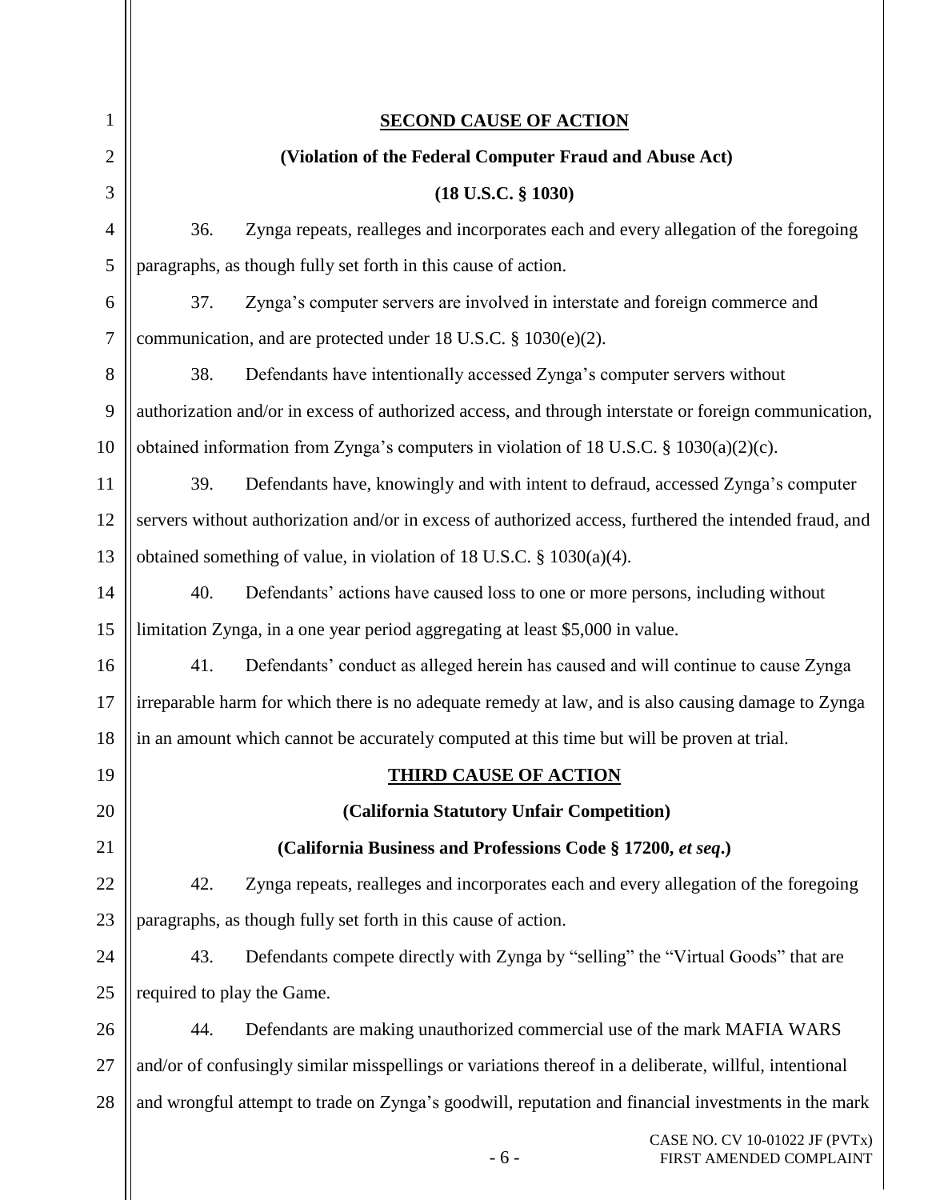## SECOND CAUSE OF ACTION

**(Violation of the Federal Computer Fraud and Abuse Act)**

**(18 U.S.C. § 1030)**

36. Zynga repeats, realleges and incorporates each and every allegation of the foregoing paragraphs, as though fully set forth in this cause of action.

37. Zynga's computer servers are involved in interstate and foreign commerce and communication, and are protected under 18 U.S.C. § 1030(e)(2).

38. Defendants have intentionally accessed Zynga's computer servers without authorization and/or in excess of authorized access, and through interstate or foreign communication, obtained information from Zynga's computers in violation of 18 U.S.C. § 1030(a)(2)(c).

39. Defendants have, knowingly and with intent to defraud, accessed Zynga's computer servers without authorization and/or in excess of authorized access, furthered the intended fraud, and obtained something of value, in violation of 18 U.S.C. § 1030(a)(4).

40. Defendants' actions have caused loss to one or more persons, including without limitation Zynga, in a one year period aggregating at least $5,000 in value.

41. Defendants' conduct as alleged herein has caused and will continue to cause Zynga irreparable harm for which there is no adequate remedy at law, and is also causing damage to Zynga in an amount which cannot be accurately computed at this time but will be proven at trial.

## THIRD CAUSE OF ACTION

**(California Statutory Unfair Competition)**

**(California Business and Professions Code § 17200, *et seq*.)**

42. Zynga repeats, realleges and incorporates each and every allegation of the foregoing paragraphs, as though fully set forth in this cause of action.

43. Defendants compete directly with Zynga by "selling" the "Virtual Goods" that are required to play the Game.

44. Defendants are making unauthorized commercial use of the mark MAFIA WARS and/or of confusingly similar misspellings or variations thereof in a deliberate, willful, intentional and wrongful attempt to trade on Zynga's goodwill, reputation and financial investments in the mark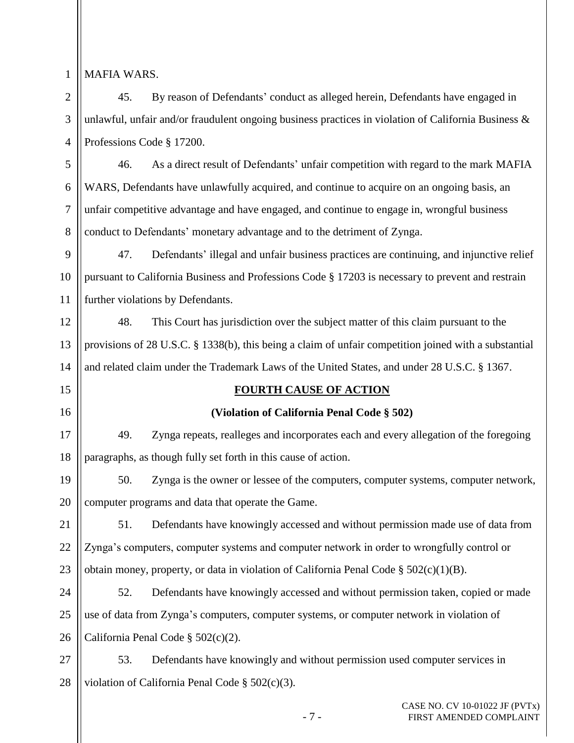MAFIA WARS.

45. By reason of Defendants' conduct as alleged herein, Defendants have engaged in unlawful, unfair and/or fraudulent ongoing business practices in violation of California Business & Professions Code § 17200.

46. As a direct result of Defendants' unfair competition with regard to the mark MAFIA WARS, Defendants have unlawfully acquired, and continue to acquire on an ongoing basis, an unfair competitive advantage and have engaged, and continue to engage in, wrongful business conduct to Defendants' monetary advantage and to the detriment of Zynga.

47. Defendants' illegal and unfair business practices are continuing, and injunctive relief pursuant to California Business and Professions Code § 17203 is necessary to prevent and restrain further violations by Defendants.

48. This Court has jurisdiction over the subject matter of this claim pursuant to the provisions of 28 U.S.C. § 1338(b), this being a claim of unfair competition joined with a substantial and related claim under the Trademark Laws of the United States, and under 28 U.S.C. § 1367.

**FOURTH CAUSE OF ACTION**

**(Violation of California Penal Code § 502)**

49. Zynga repeats, realleges and incorporates each and every allegation of the foregoing paragraphs, as though fully set forth in this cause of action.

50. Zynga is the owner or lessee of the computers, computer systems, computer network, computer programs and data that operate the Game.

51. Defendants have knowingly accessed and without permission made use of data from Zynga's computers, computer systems and computer network in order to wrongfully control or obtain money, property, or data in violation of California Penal Code § 502(c)(1)(B).

52. Defendants have knowingly accessed and without permission taken, copied or made use of data from Zynga's computers, computer systems, or computer network in violation of California Penal Code § 502(c)(2).

53. Defendants have knowingly and without permission used computer services in violation of California Penal Code § 502(c)(3).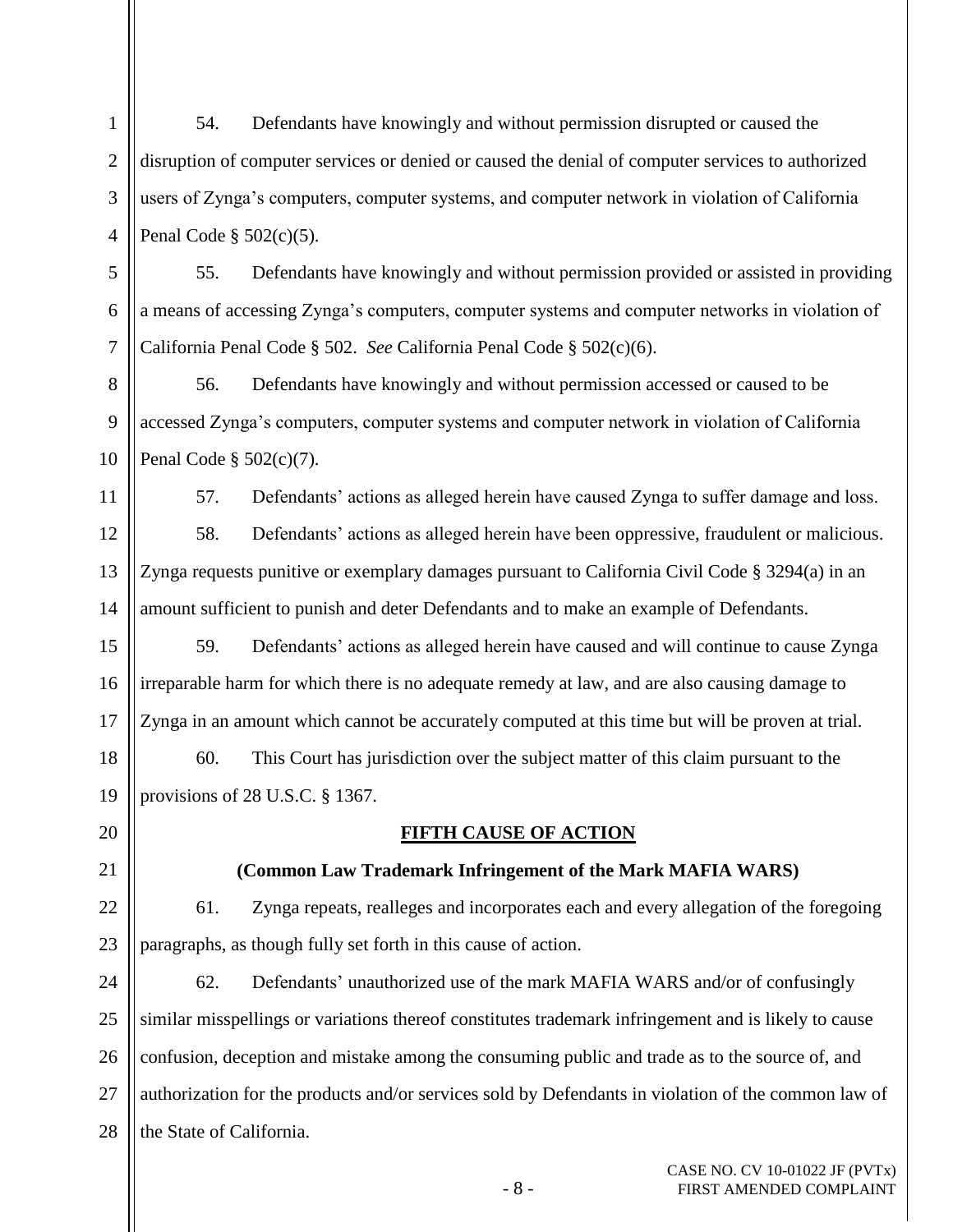54. Defendants have knowingly and without permission disrupted or caused the disruption of computer services or denied or caused the denial of computer services to authorized users of Zynga's computers, computer systems, and computer network in violation of California Penal Code § 502(c)(5).

55. Defendants have knowingly and without permission provided or assisted in providing a means of accessing Zynga's computers, computer systems and computer networks in violation of California Penal Code § 502. *See* California Penal Code § 502(c)(6).

56. Defendants have knowingly and without permission accessed or caused to be accessed Zynga's computers, computer systems and computer network in violation of California Penal Code § 502(c)(7).

57. Defendants' actions as alleged herein have caused Zynga to suffer damage and loss.

58. Defendants' actions as alleged herein have been oppressive, fraudulent or malicious. Zynga requests punitive or exemplary damages pursuant to California Civil Code § 3294(a) in an amount sufficient to punish and deter Defendants and to make an example of Defendants.

59. Defendants' actions as alleged herein have caused and will continue to cause Zynga irreparable harm for which there is no adequate remedy at law, and are also causing damage to Zynga in an amount which cannot be accurately computed at this time but will be proven at trial.

60. This Court has jurisdiction over the subject matter of this claim pursuant to the provisions of 28 U.S.C. § 1367.

## FIFTH CAUSE OF ACTION

**(Common Law Trademark Infringement of the Mark MAFIA WARS)**

61. Zynga repeats, realleges and incorporates each and every allegation of the foregoing paragraphs, as though fully set forth in this cause of action.

62. Defendants' unauthorized use of the mark MAFIA WARS and/or of confusingly similar misspellings or variations thereof constitutes trademark infringement and is likely to cause confusion, deception and mistake among the consuming public and trade as to the source of, and authorization for the products and/or services sold by Defendants in violation of the common law of the State of California.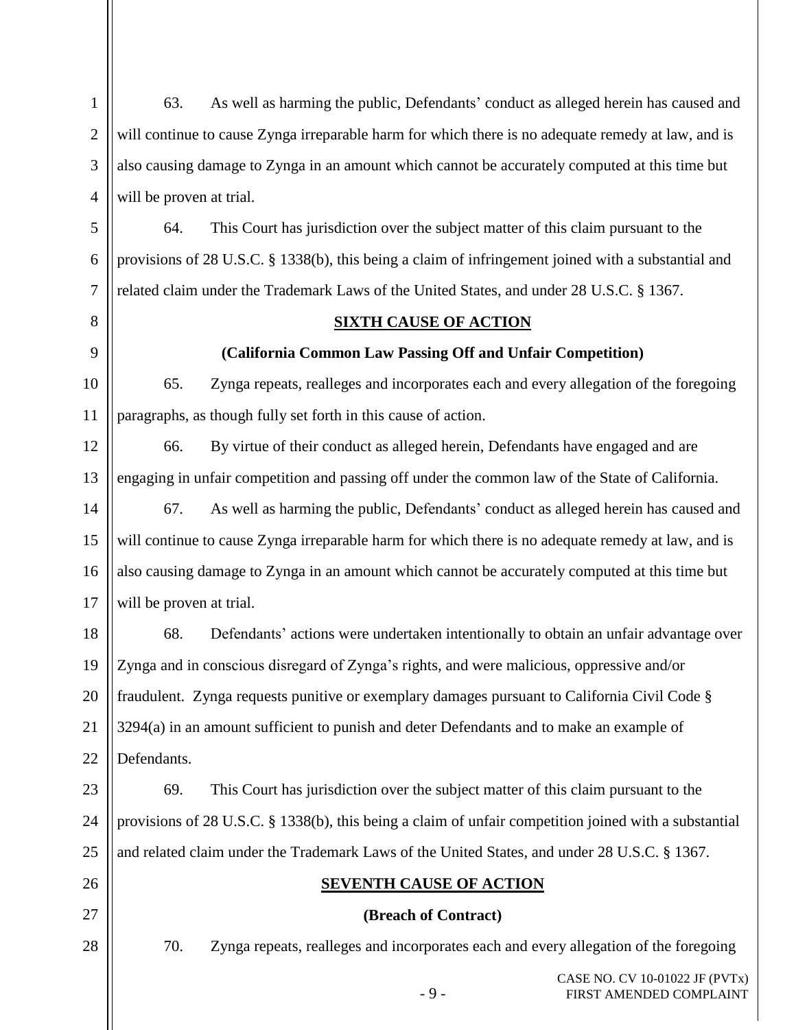63. As well as harming the public, Defendants' conduct as alleged herein has caused and will continue to cause Zynga irreparable harm for which there is no adequate remedy at law, and is also causing damage to Zynga in an amount which cannot be accurately computed at this time but will be proven at trial.

64. This Court has jurisdiction over the subject matter of this claim pursuant to the provisions of 28 U.S.C. § 1338(b), this being a claim of infringement joined with a substantial and related claim under the Trademark Laws of the United States, and under 28 U.S.C. § 1367.

**SIXTH CAUSE OF ACTION**

**(California Common Law Passing Off and Unfair Competition)**

65. Zynga repeats, realleges and incorporates each and every allegation of the foregoing paragraphs, as though fully set forth in this cause of action.

66. By virtue of their conduct as alleged herein, Defendants have engaged and are engaging in unfair competition and passing off under the common law of the State of California.

67. As well as harming the public, Defendants' conduct as alleged herein has caused and will continue to cause Zynga irreparable harm for which there is no adequate remedy at law, and is also causing damage to Zynga in an amount which cannot be accurately computed at this time but will be proven at trial.

68. Defendants' actions were undertaken intentionally to obtain an unfair advantage over Zynga and in conscious disregard of Zynga's rights, and were malicious, oppressive and/or fraudulent. Zynga requests punitive or exemplary damages pursuant to California Civil Code § 3294(a) in an amount sufficient to punish and deter Defendants and to make an example of Defendants.

69. This Court has jurisdiction over the subject matter of this claim pursuant to the provisions of 28 U.S.C. § 1338(b), this being a claim of unfair competition joined with a substantial and related claim under the Trademark Laws of the United States, and under 28 U.S.C. § 1367.

**SEVENTH CAUSE OF ACTION**

**(Breach of Contract)**

70. Zynga repeats, realleges and incorporates each and every allegation of the foregoing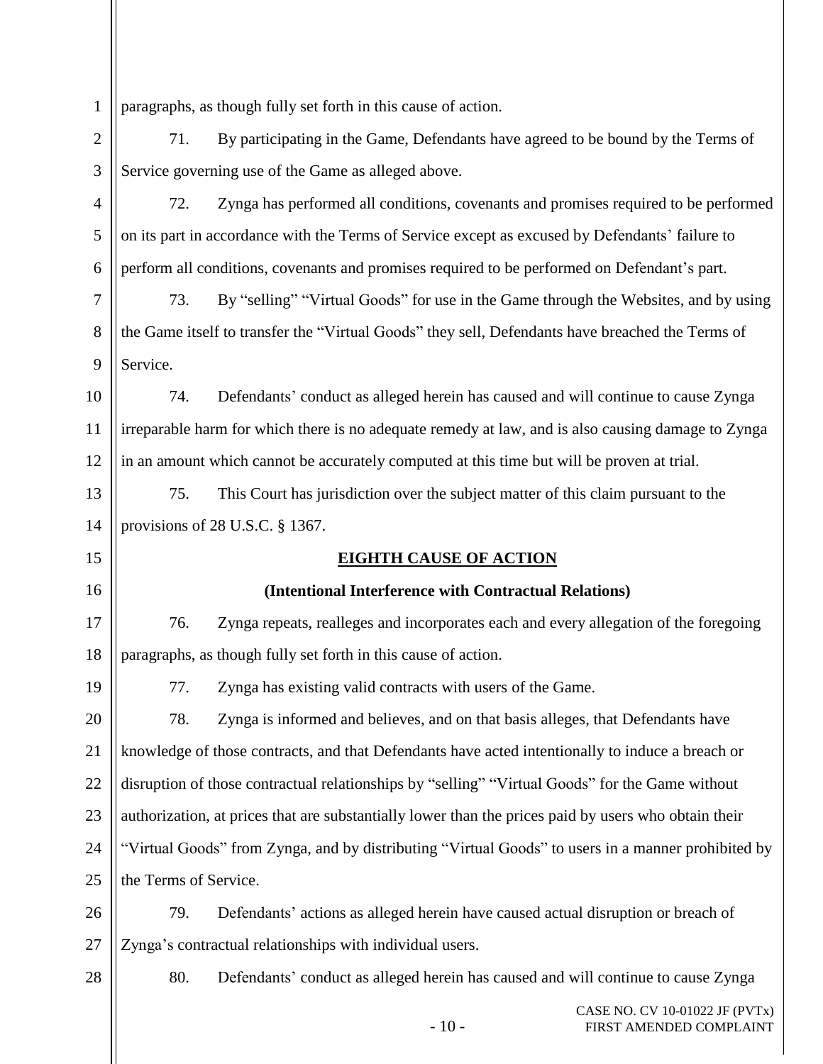paragraphs, as though fully set forth in this cause of action.

71. By participating in the Game, Defendants have agreed to be bound by the Terms of Service governing use of the Game as alleged above.

72. Zynga has performed all conditions, covenants and promises required to be performed on its part in accordance with the Terms of Service except as excused by Defendants' failure to perform all conditions, covenants and promises required to be performed on Defendant's part.

73. By "selling" "Virtual Goods" for use in the Game through the Websites, and by using the Game itself to transfer the "Virtual Goods" they sell, Defendants have breached the Terms of Service.

74. Defendants' conduct as alleged herein has caused and will continue to cause Zynga irreparable harm for which there is no adequate remedy at law, and is also causing damage to Zynga in an amount which cannot be accurately computed at this time but will be proven at trial.

75. This Court has jurisdiction over the subject matter of this claim pursuant to the provisions of 28 U.S.C. § 1367.

## EIGHTH CAUSE OF ACTION

### (Intentional Interference with Contractual Relations)

76. Zynga repeats, realleges and incorporates each and every allegation of the foregoing paragraphs, as though fully set forth in this cause of action.

77. Zynga has existing valid contracts with users of the Game.

78. Zynga is informed and believes, and on that basis alleges, that Defendants have knowledge of those contracts, and that Defendants have acted intentionally to induce a breach or disruption of those contractual relationships by "selling" "Virtual Goods" for the Game without authorization, at prices that are substantially lower than the prices paid by users who obtain their "Virtual Goods" from Zynga, and by distributing "Virtual Goods" to users in a manner prohibited by the Terms of Service.

79. Defendants' actions as alleged herein have caused actual disruption or breach of Zynga's contractual relationships with individual users.

80. Defendants' conduct as alleged herein has caused and will continue to cause Zynga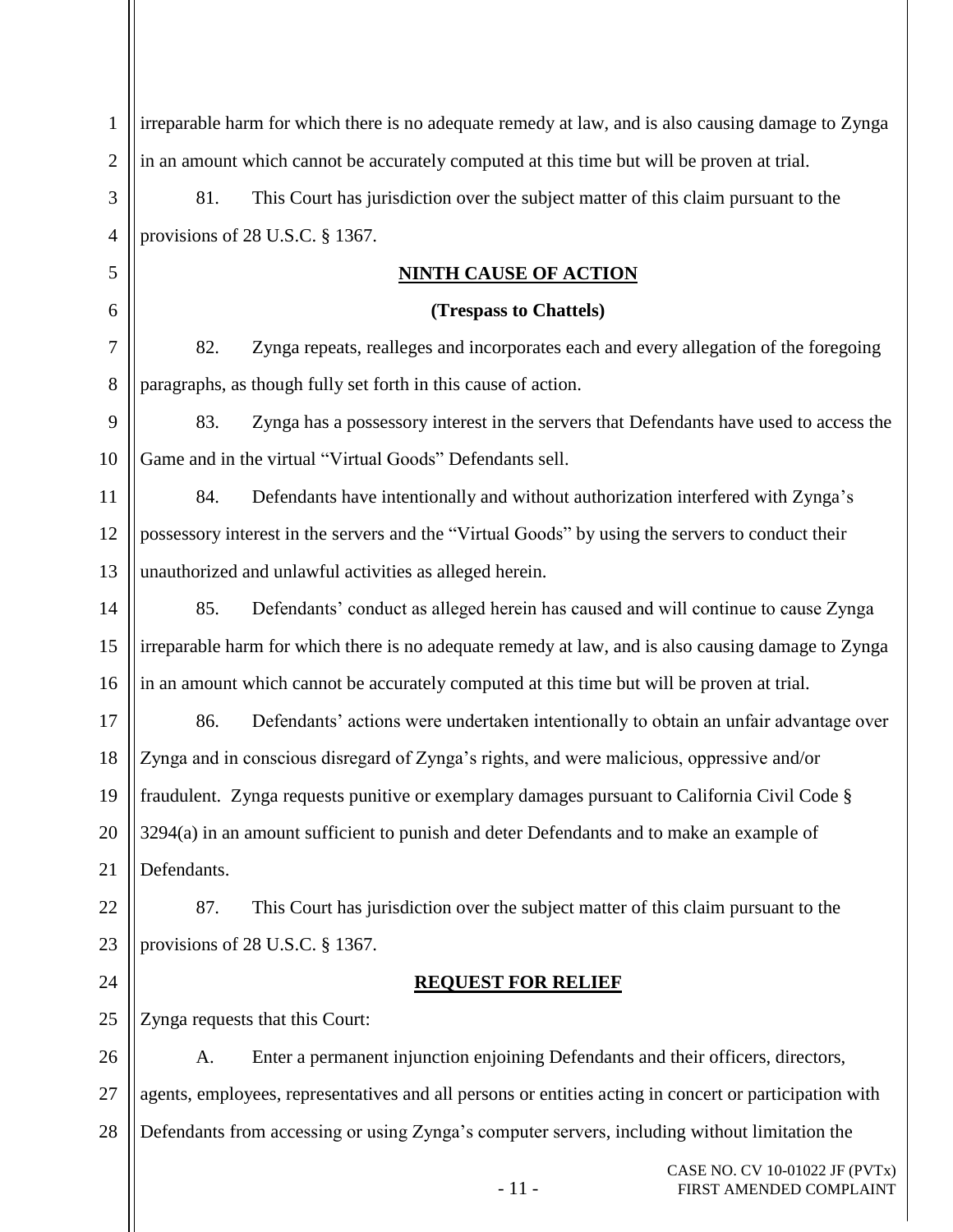irreparable harm for which there is no adequate remedy at law, and is also causing damage to Zynga in an amount which cannot be accurately computed at this time but will be proven at trial.

81. This Court has jurisdiction over the subject matter of this claim pursuant to the provisions of 28 U.S.C. § 1367.

## NINTH CAUSE OF ACTION

### (Trespass to Chattels)

82. Zynga repeats, realleges and incorporates each and every allegation of the foregoing paragraphs, as though fully set forth in this cause of action.

83. Zynga has a possessory interest in the servers that Defendants have used to access the Game and in the virtual "Virtual Goods" Defendants sell.

84. Defendants have intentionally and without authorization interfered with Zynga's possessory interest in the servers and the "Virtual Goods" by using the servers to conduct their unauthorized and unlawful activities as alleged herein.

85. Defendants' conduct as alleged herein has caused and will continue to cause Zynga irreparable harm for which there is no adequate remedy at law, and is also causing damage to Zynga in an amount which cannot be accurately computed at this time but will be proven at trial.

86. Defendants' actions were undertaken intentionally to obtain an unfair advantage over Zynga and in conscious disregard of Zynga's rights, and were malicious, oppressive and/or fraudulent. Zynga requests punitive or exemplary damages pursuant to California Civil Code § 3294(a) in an amount sufficient to punish and deter Defendants and to make an example of Defendants.

87. This Court has jurisdiction over the subject matter of this claim pursuant to the provisions of 28 U.S.C. § 1367.

## REQUEST FOR RELIEF

Zynga requests that this Court:

A. Enter a permanent injunction enjoining Defendants and their officers, directors, agents, employees, representatives and all persons or entities acting in concert or participation with Defendants from accessing or using Zynga's computer servers, including without limitation the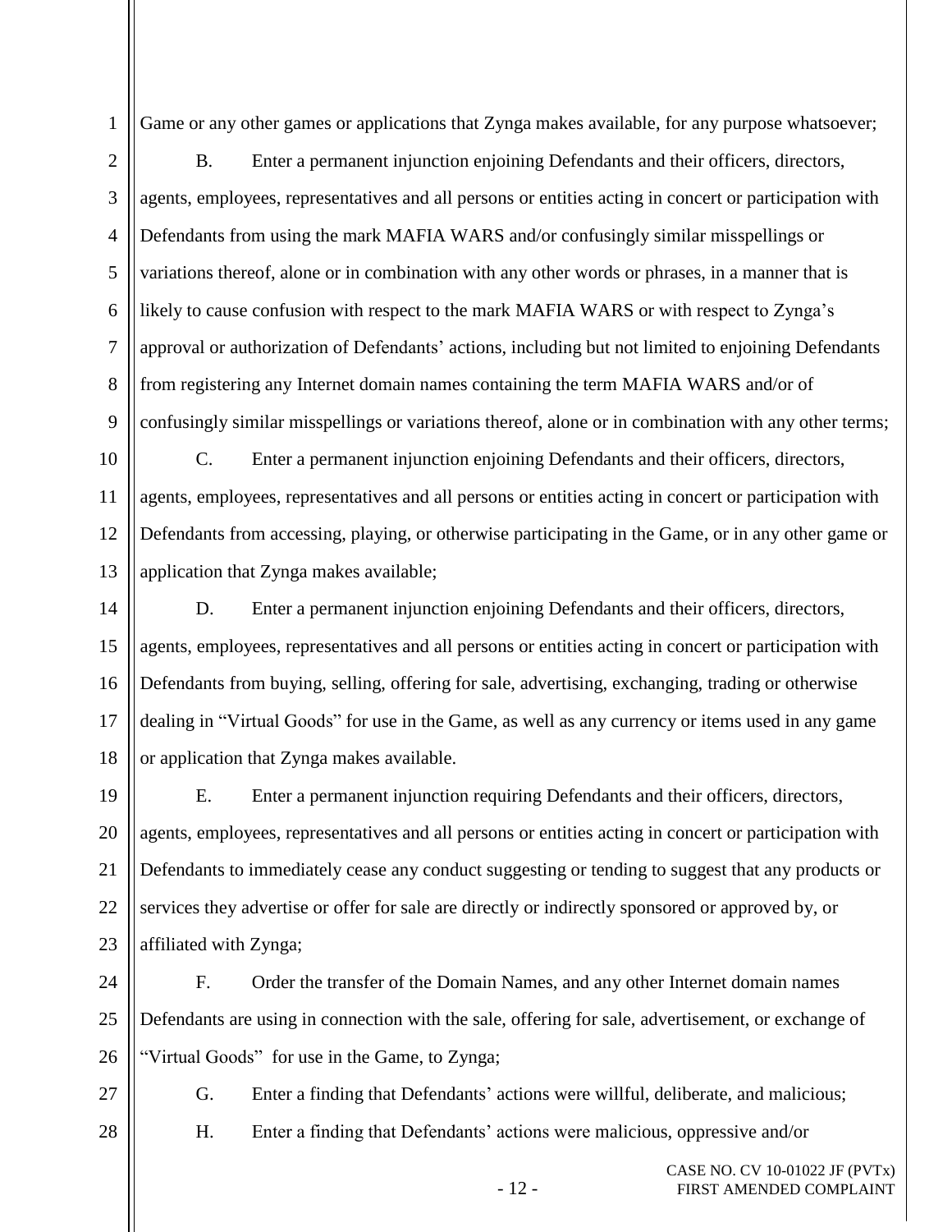Game or any other games or applications that Zynga makes available, for any purpose whatsoever;

B. Enter a permanent injunction enjoining Defendants and their officers, directors, agents, employees, representatives and all persons or entities acting in concert or participation with Defendants from using the mark MAFIA WARS and/or confusingly similar misspellings or variations thereof, alone or in combination with any other words or phrases, in a manner that is likely to cause confusion with respect to the mark MAFIA WARS or with respect to Zynga's approval or authorization of Defendants' actions, including but not limited to enjoining Defendants from registering any Internet domain names containing the term MAFIA WARS and/or of confusingly similar misspellings or variations thereof, alone or in combination with any other terms;

C. Enter a permanent injunction enjoining Defendants and their officers, directors, agents, employees, representatives and all persons or entities acting in concert or participation with Defendants from accessing, playing, or otherwise participating in the Game, or in any other game or application that Zynga makes available;

D. Enter a permanent injunction enjoining Defendants and their officers, directors, agents, employees, representatives and all persons or entities acting in concert or participation with Defendants from buying, selling, offering for sale, advertising, exchanging, trading or otherwise dealing in "Virtual Goods" for use in the Game, as well as any currency or items used in any game or application that Zynga makes available.

E. Enter a permanent injunction requiring Defendants and their officers, directors, agents, employees, representatives and all persons or entities acting in concert or participation with Defendants to immediately cease any conduct suggesting or tending to suggest that any products or services they advertise or offer for sale are directly or indirectly sponsored or approved by, or affiliated with Zynga;

F. Order the transfer of the Domain Names, and any other Internet domain names Defendants are using in connection with the sale, offering for sale, advertisement, or exchange of "Virtual Goods" for use in the Game, to Zynga;

G. Enter a finding that Defendants' actions were willful, deliberate, and malicious;

H. Enter a finding that Defendants' actions were malicious, oppressive and/or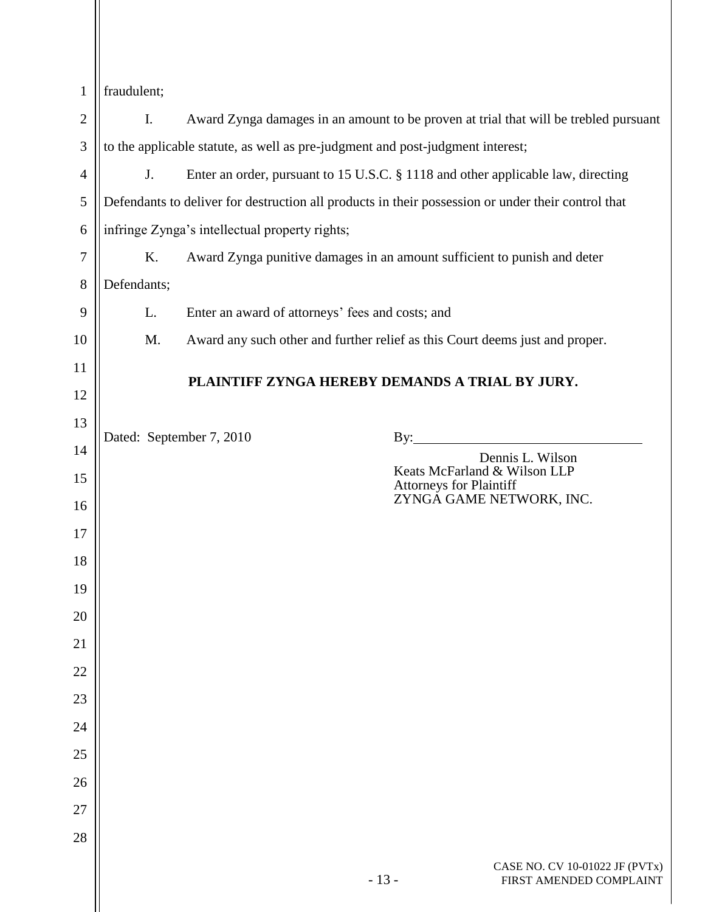fraudulent;

I. Award Zynga damages in an amount to be proven at trial that will be trebled pursuant to the applicable statute, as well as pre-judgment and post-judgment interest;

J. Enter an order, pursuant to 15 U.S.C. § 1118 and other applicable law, directing Defendants to deliver for destruction all products in their possession or under their control that infringe Zynga's intellectual property rights;

K. Award Zynga punitive damages in an amount sufficient to punish and deter Defendants;

L. Enter an award of attorneys' fees and costs; and

M. Award any such other and further relief as this Court deems just and proper.

**PLAINTIFF ZYNGA HEREBY DEMANDS A TRIAL BY JURY.**

Dated: September 7, 2010

By:\_\_\_\_\_\_\_\_\_\_\_\_\_\_\_\_\_\_\_\_\_\_\_\_\_\_\_\_\_\_\_\_

Dennis L. Wilson
Keats McFarland & Wilson LLP
Attorneys for Plaintiff
ZYNGA GAME NETWORK, INC.

CASE NO. CV 10-01022 JF (PVTx)
FIRST AMENDED COMPLAINT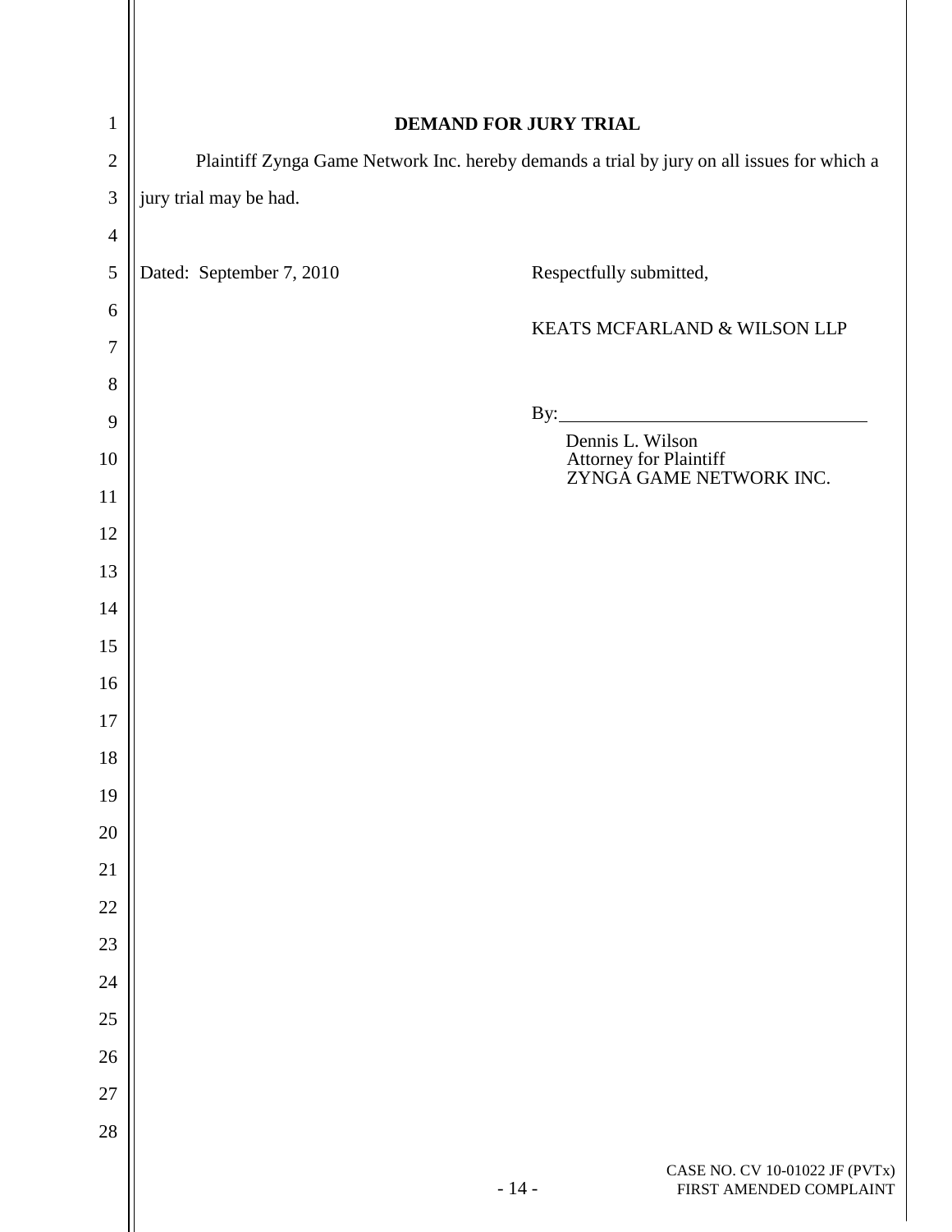## DEMAND FOR JURY TRIAL

Plaintiff Zynga Game Network Inc. hereby demands a trial by jury on all issues for which a jury trial may be had.

Dated: September 7, 2010

Respectfully submitted,

KEATS MCFARLAND & WILSON LLP

By: \_\_\_\_\_\_\_\_\_\_\_\_\_\_\_\_\_\_\_\_\_\_\_\_\_\_\_\_\_\_

Dennis L. Wilson
Attorney for Plaintiff
ZYNGA GAME NETWORK INC.